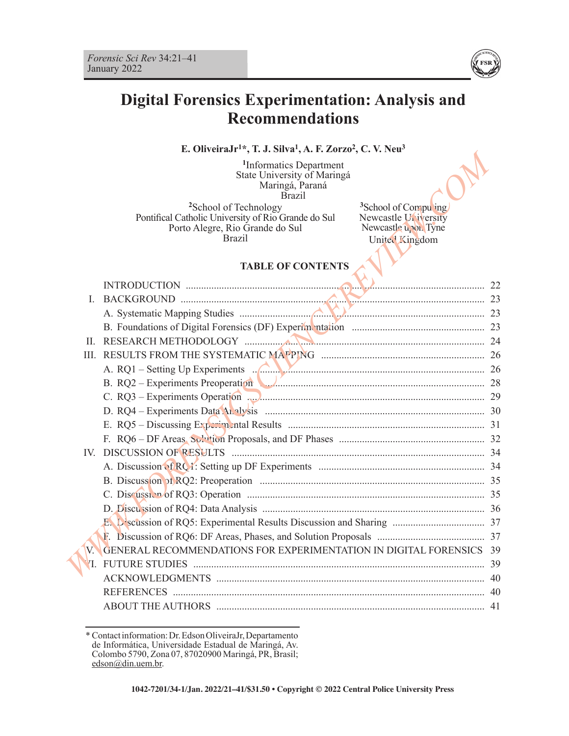# Digital Forensics Experimentation: Analysis and Recommendations

**E. OliveiraJr[1]*, T. J. Silva[1], A. F. Zorzo[2], C. V. Neu[3]**

[1]Informatics Department
State University of Maringá
Maringá, Paraná
Brazil

[2]School of Technology
Pontifical Catholic University of Rio Grande do Sul
Porto Alegre, Rio Grande do Sul
Brazil

[3]School of Computing
Newcastle University
Newcastle upon Tyne
United Kingdom

## TABLE OF CONTENTS

| | | |
|---|---|---|
| | INTRODUCTION | 22 |
| I. | BACKGROUND | 23 |
| | A. Systematic Mapping Studies | 23 |
| | B. Foundations of Digital Forensics (DF) Experimentation | 23 |
| II. | RESEARCH METHODOLOGY | 24 |
| III. | RESULTS FROM THE SYSTEMATIC MAPPING | 26 |
| | A. RQ1 – Setting Up Experiments | 26 |
| | B. RQ2 – Experiments Preoperation | 28 |
| | C. RQ3 – Experiments Operation | 29 |
| | D. RQ4 – Experiments Data Analysis | 30 |
| | E. RQ5 – Discussing Experimental Results | 31 |
| | F. RQ6 – DF Areas, Solution Proposals, and DF Phases | 32 |
| IV. | DISCUSSION OF RESULTS | 34 |
| | A. Discussion of RQ1: Setting up DF Experiments | 34 |
| | B. Discussion of RQ2: Preoperation | 35 |
| | C. Discussion of RQ3: Operation | 35 |
| | D. Discussion of RQ4: Data Analysis | 36 |
| | E. Discussion of RQ5: Experimental Results Discussion and Sharing | 37 |
| | F. Discussion of RQ6: DF Areas, Phases, and Solution Proposals | 37 |
| V. | GENERAL RECOMMENDATIONS FOR EXPERIMENTATION IN DIGITAL FORENSICS | 39 |
| VI. | FUTURE STUDIES | 39 |
| | ACKNOWLEDGMENTS | 40 |
| | REFERENCES | 40 |
| | ABOUT THE AUTHORS | 41 |

* Contact information: Dr. Edson OliveiraJr, Departamento de Informática, Universidade Estadual de Maringá, Av. Colombo 5790, Zona 07, 87020900 Maringá, PR, Brasil; edson@din.uem.br.

1042-7201/34-1/Jan. 2022/21–41/$31.50 • Copyright © 2022 Central Police University Press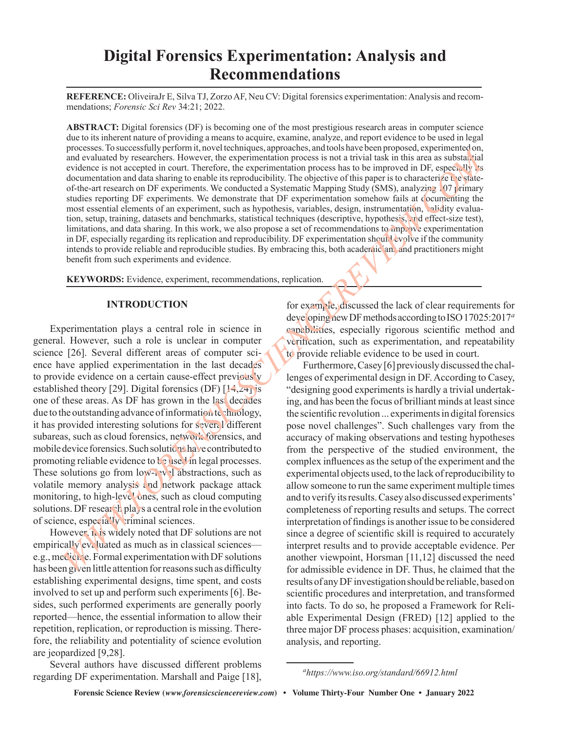# Digital Forensics Experimentation: Analysis and Recommendations

**REFERENCE:** OliveiraJr E, Silva TJ, Zorzo AF, Neu CV: Digital forensics experimentation: Analysis and recommendations; *Forensic Sci Rev* 34:21; 2022.

**ABSTRACT:** Digital forensics (DF) is becoming one of the most prestigious research areas in computer science due to its inherent nature of providing a means to acquire, examine, analyze, and report evidence to be used in legal processes. To successfully perform it, novel techniques, approaches, and tools have been proposed, experimented on, and evaluated by researchers. However, the experimentation process is not a trivial task in this area as substantial evidence is not accepted in court. Therefore, the experimentation process has to be improved in DF, especially its documentation and data sharing to enable its reproducibility. The objective of this paper is to characterize the state-of-the-art research on DF experiments. We conducted a Systematic Mapping Study (SMS), analyzing 107 primary studies reporting DF experiments. We demonstrate that DF experimentation somehow fails at documenting the most essential elements of an experiment, such as hypothesis, variables, design, instrumentation, validity evaluation, setup, training, datasets and benchmarks, statistical techniques (descriptive, hypothesis, and effect-size test), limitations, and data sharing. In this work, we also propose a set of recommendations to improve experimentation in DF, especially regarding its replication and reproducibility. DF experimentation should evolve if the community intends to provide reliable and reproducible studies. By embracing this, both academicians and practitioners might benefit from such experiments and evidence.

**KEYWORDS:** Evidence, experiment, recommendations, replication.

## INTRODUCTION

Experimentation plays a central role in science in general. However, such a role is unclear in computer science [26]. Several different areas of computer science have applied experimentation in the last decades to provide evidence on a certain cause-effect previously established theory [29]. Digital forensics (DF) [14,24] is one of these areas. As DF has grown in the last decades due to the outstanding advance of information technology, it has provided interesting solutions for several different subareas, such as cloud forensics, network forensics, and mobile device forensics. Such solutions have contributed to promoting reliable evidence to be used in legal processes. These solutions go from low-level abstractions, such as volatile memory analysis and network package attack monitoring, to high-level ones, such as cloud computing solutions. DF research plays a central role in the evolution of science, especially criminal sciences.

However, it is widely noted that DF solutions are not empirically evaluated as much as in classical sciences—e.g., medicine. Formal experimentation with DF solutions has been given little attention for reasons such as difficulty establishing experimental designs, time spent, and costs involved to set up and perform such experiments [6]. Besides, such performed experiments are generally poorly reported—hence, the essential information to allow their repetition, replication, or reproduction is missing. Therefore, the reliability and potentiality of science evolution are jeopardized [9,28].

Several authors have discussed different problems regarding DF experimentation. Marshall and Paige [18], for example, discussed the lack of clear requirements for developing new DF methods according to ISO 17025:2017[a] capabilities, especially rigorous scientific method and verification, such as experimentation, and repeatability to provide reliable evidence to be used in court.

Furthermore, Casey [6] previously discussed the challenges of experimental design in DF. According to Casey, "designing good experiments is hardly a trivial undertaking, and has been the focus of brilliant minds at least since the scientific revolution ... experiments in digital forensics pose novel challenges". Such challenges vary from the accuracy of making observations and testing hypotheses from the perspective of the studied environment, the complex influences as the setup of the experiment and the experimental objects used, to the lack of reproducibility to allow someone to run the same experiment multiple times and to verify its results. Casey also discussed experiments' completeness of reporting results and setups. The correct interpretation of findings is another issue to be considered since a degree of scientific skill is required to accurately interpret results and to provide acceptable evidence. Per another viewpoint, Horsman [11,12] discussed the need for admissible evidence in DF. Thus, he claimed that the results of any DF investigation should be reliable, based on scientific procedures and interpretation, and transformed into facts. To do so, he proposed a Framework for Reliable Experimental Design (FRED) [12] applied to the three major DF process phases: acquisition, examination/analysis, and reporting.

[a] *https://www.iso.org/standard/66912.html*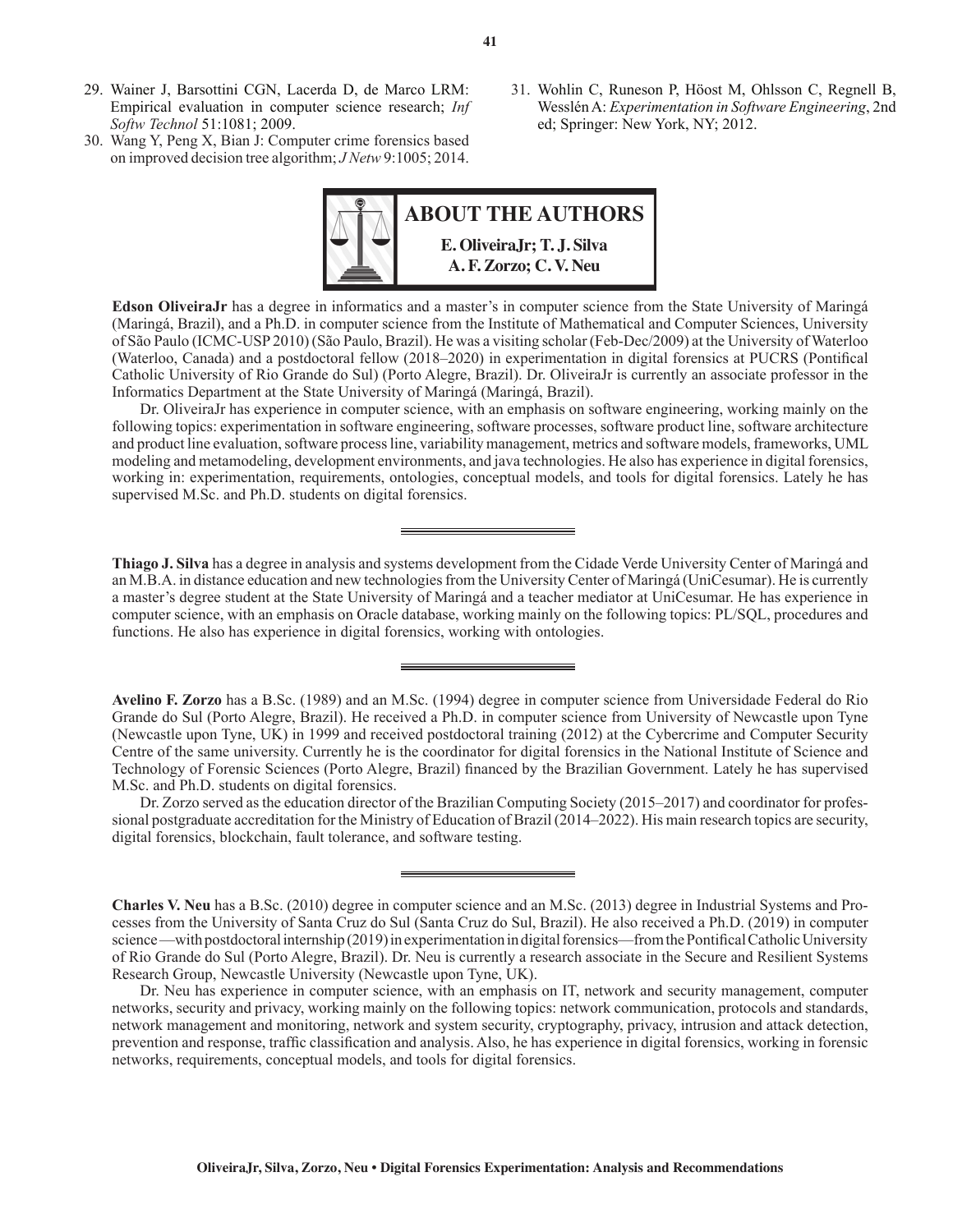29. Wainer J, Barsottini CGN, Lacerda D, de Marco LRM: Empirical evaluation in computer science research; *Inf Softw Technol* 51:1081; 2009.
30. Wang Y, Peng X, Bian J: Computer crime forensics based on improved decision tree algorithm; *J Netw* 9:1005; 2014.
31. Wohlin C, Runeson P, Höost M, Ohlsson C, Regnell B, Wesslén A: *Experimentation in Software Engineering*, 2nd ed; Springer: New York, NY; 2012.

## ABOUT THE AUTHORS

**E. OliveiraJr; T. J. Silva**
**A. F. Zorzo; C. V. Neu**

**Edson OliveiraJr** has a degree in informatics and a master's in computer science from the State University of Maringá (Maringá, Brazil), and a Ph.D. in computer science from the Institute of Mathematical and Computer Sciences, University of São Paulo (ICMC-USP 2010) (São Paulo, Brazil). He was a visiting scholar (Feb-Dec/2009) at the University of Waterloo (Waterloo, Canada) and a postdoctoral fellow (2018–2020) in experimentation in digital forensics at PUCRS (Pontifical Catholic University of Rio Grande do Sul) (Porto Alegre, Brazil). Dr. OliveiraJr is currently an associate professor in the Informatics Department at the State University of Maringá (Maringá, Brazil).

Dr. OliveiraJr has experience in computer science, with an emphasis on software engineering, working mainly on the following topics: experimentation in software engineering, software processes, software product line, software architecture and product line evaluation, software process line, variability management, metrics and software models, frameworks, UML modeling and metamodeling, development environments, and java technologies. He also has experience in digital forensics, working in: experimentation, requirements, ontologies, conceptual models, and tools for digital forensics. Lately he has supervised M.Sc. and Ph.D. students on digital forensics.

---

**Thiago J. Silva** has a degree in analysis and systems development from the Cidade Verde University Center of Maringá and an M.B.A. in distance education and new technologies from the University Center of Maringá (UniCesumar). He is currently a master's degree student at the State University of Maringá and a teacher mediator at UniCesumar. He has experience in computer science, with an emphasis on Oracle database, working mainly on the following topics: PL/SQL, procedures and functions. He also has experience in digital forensics, working with ontologies.

---

**Avelino F. Zorzo** has a B.Sc. (1989) and an M.Sc. (1994) degree in computer science from Universidade Federal do Rio Grande do Sul (Porto Alegre, Brazil). He received a Ph.D. in computer science from University of Newcastle upon Tyne (Newcastle upon Tyne, UK) in 1999 and received postdoctoral training (2012) at the Cybercrime and Computer Security Centre of the same university. Currently he is the coordinator for digital forensics in the National Institute of Science and Technology of Forensic Sciences (Porto Alegre, Brazil) financed by the Brazilian Government. Lately he has supervised M.Sc. and Ph.D. students on digital forensics.

Dr. Zorzo served as the education director of the Brazilian Computing Society (2015–2017) and coordinator for professional postgraduate accreditation for the Ministry of Education of Brazil (2014–2022). His main research topics are security, digital forensics, blockchain, fault tolerance, and software testing.

---

**Charles V. Neu** has a B.Sc. (2010) degree in computer science and an M.Sc. (2013) degree in Industrial Systems and Processes from the University of Santa Cruz do Sul (Santa Cruz do Sul, Brazil). He also received a Ph.D. (2019) in computer science—with postdoctoral internship (2019) in experimentation in digital forensics—from the Pontifical Catholic University of Rio Grande do Sul (Porto Alegre, Brazil). Dr. Neu is currently a research associate in the Secure and Resilient Systems Research Group, Newcastle University (Newcastle upon Tyne, UK).

Dr. Neu has experience in computer science, with an emphasis on IT, network and security management, computer networks, security and privacy, working mainly on the following topics: network communication, protocols and standards, network management and monitoring, network and system security, cryptography, privacy, intrusion and attack detection, prevention and response, traffic classification and analysis. Also, he has experience in digital forensics, working in forensic networks, requirements, conceptual models, and tools for digital forensics.